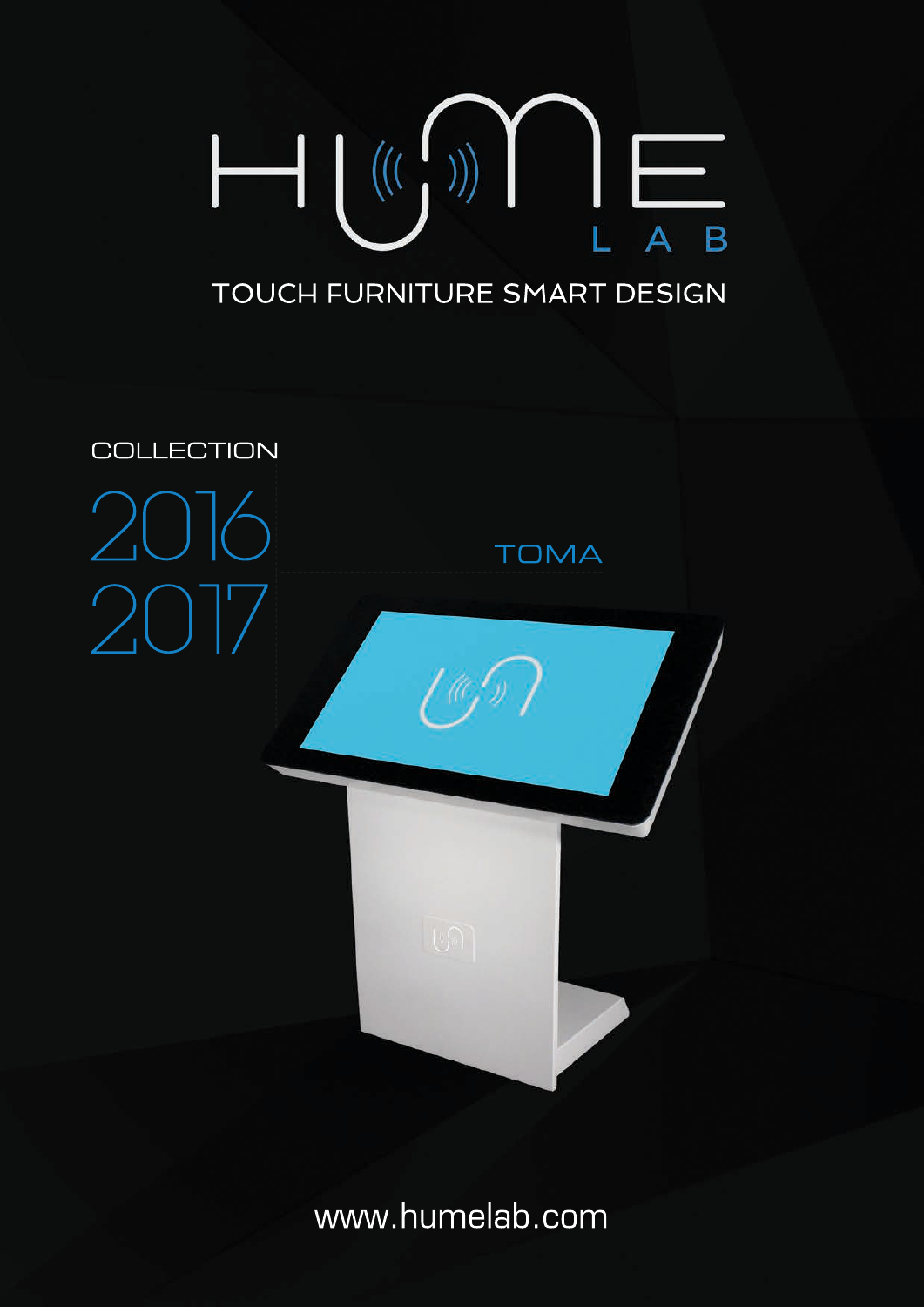# HUME LAB

TOUCH FURNITURE SMART DESIGN

COLLECTION

2016
2017

TOMA

www.humelab.com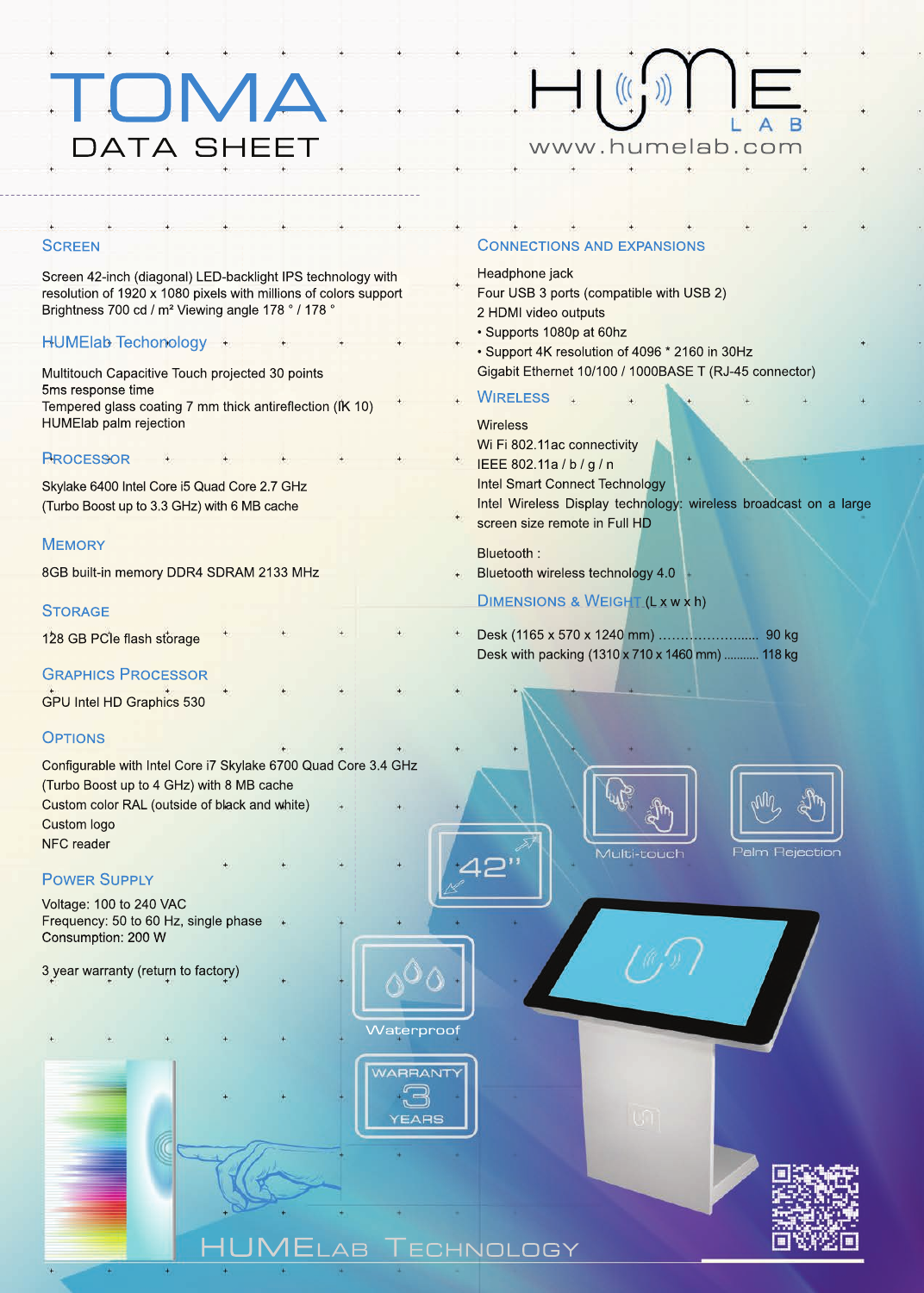# TOMA

## DATA SHEET

HUME LAB
www.humelab.com

### Screen

Screen 42-inch (diagonal) LED-backlight IPS technology with resolution of 1920 x 1080 pixels with millions of colors support Brightness 700 cd / m² Viewing angle 178 ° / 178 °

### HUMElab Techonology

Multitouch Capacitive Touch projected 30 points
5ms response time
Tempered glass coating 7 mm thick antireflection (IK 10)
HUMElab palm rejection

### Processor

Skylake 6400 Intel Core i5 Quad Core 2.7 GHz
(Turbo Boost up to 3.3 GHz) with 6 MB cache

### Memory

8GB built-in memory DDR4 SDRAM 2133 MHz

### Storage

128 GB PCIe flash storage

### Graphics Processor

GPU Intel HD Graphics 530

### Options

Configurable with Intel Core i7 Skylake 6700 Quad Core 3.4 GHz
(Turbo Boost up to 4 GHz) with 8 MB cache
Custom color RAL (outside of black and white)
Custom logo
NFC reader

### Power Supply

Voltage: 100 to 240 VAC
Frequency: 50 to 60 Hz, single phase
Consumption: 200 W

3 year warranty (return to factory)

### Connections and Expansions

Headphone jack
Four USB 3 ports (compatible with USB 2)
2 HDMI video outputs
• Supports 1080p at 60hz
• Support 4K resolution of 4096 * 2160 in 30Hz
Gigabit Ethernet 10/100 / 1000BASE T (RJ-45 connector)

### Wireless

Wireless
Wi Fi 802.11ac connectivity
IEEE 802.11a / b / g / n
Intel Smart Connect Technology
Intel Wireless Display technology: wireless broadcast on a large screen size remote in Full HD

Bluetooth :
Bluetooth wireless technology 4.0

### Dimensions & Weight (L x w x h)

Desk (1165 x 570 x 1240 mm) ........................ 90 kg
Desk with packing (1310 x 710 x 1460 mm) .......... 118 kg

42''
Multi-touch
Palm Rejection
Waterproof
WARRANTY 3 YEARS

HUMElab Technology